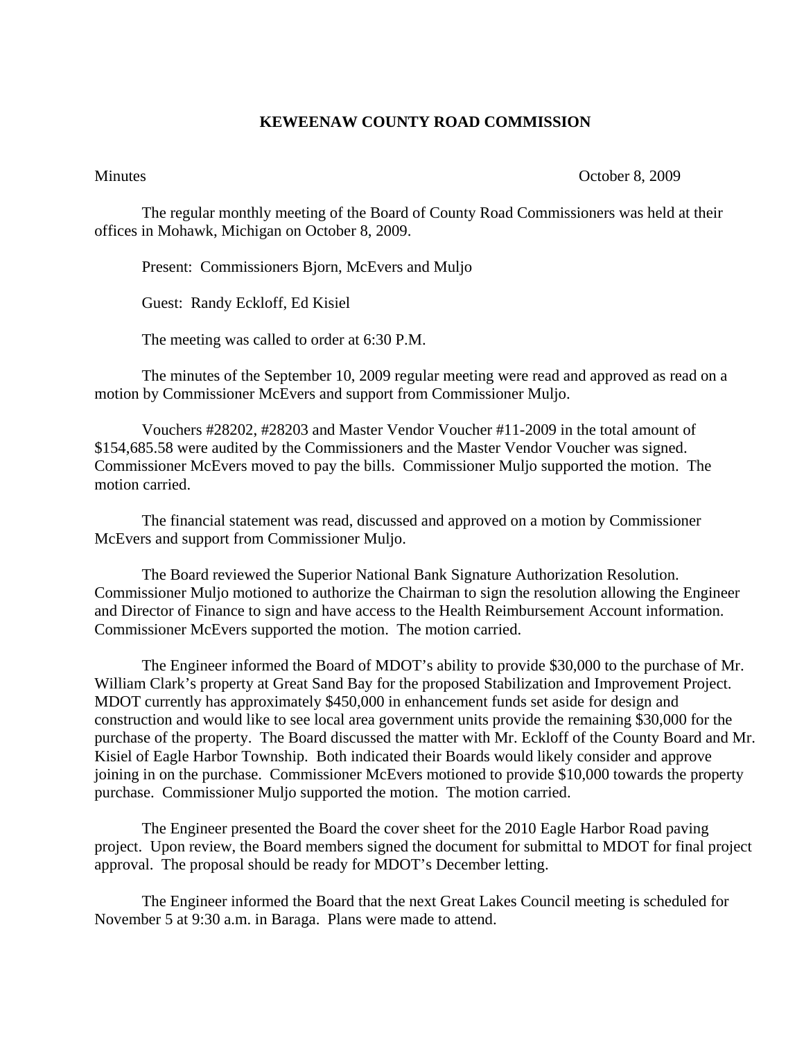**KEWEENAW COUNTY ROAD COMMISSION**

Minutes October 8, 2009

The regular monthly meeting of the Board of County Road Commissioners was held at their offices in Mohawk, Michigan on October 8, 2009.

Present: Commissioners Bjorn, McEvers and Muljo

Guest: Randy Eckloff, Ed Kisiel

The meeting was called to order at 6:30 P.M.

The minutes of the September 10, 2009 regular meeting were read and approved as read on a motion by Commissioner McEvers and support from Commissioner Muljo.

Vouchers #28202, #28203 and Master Vendor Voucher #11-2009 in the total amount of $154,685.58 were audited by the Commissioners and the Master Vendor Voucher was signed. Commissioner McEvers moved to pay the bills. Commissioner Muljo supported the motion. The motion carried.

The financial statement was read, discussed and approved on a motion by Commissioner McEvers and support from Commissioner Muljo.

The Board reviewed the Superior National Bank Signature Authorization Resolution. Commissioner Muljo motioned to authorize the Chairman to sign the resolution allowing the Engineer and Director of Finance to sign and have access to the Health Reimbursement Account information. Commissioner McEvers supported the motion. The motion carried.

The Engineer informed the Board of MDOT's ability to provide $30,000 to the purchase of Mr. William Clark's property at Great Sand Bay for the proposed Stabilization and Improvement Project. MDOT currently has approximately $450,000 in enhancement funds set aside for design and construction and would like to see local area government units provide the remaining $30,000 for the purchase of the property. The Board discussed the matter with Mr. Eckloff of the County Board and Mr. Kisiel of Eagle Harbor Township. Both indicated their Boards would likely consider and approve joining in on the purchase. Commissioner McEvers motioned to provide $10,000 towards the property purchase. Commissioner Muljo supported the motion. The motion carried.

The Engineer presented the Board the cover sheet for the 2010 Eagle Harbor Road paving project. Upon review, the Board members signed the document for submittal to MDOT for final project approval. The proposal should be ready for MDOT's December letting.

The Engineer informed the Board that the next Great Lakes Council meeting is scheduled for November 5 at 9:30 a.m. in Baraga. Plans were made to attend.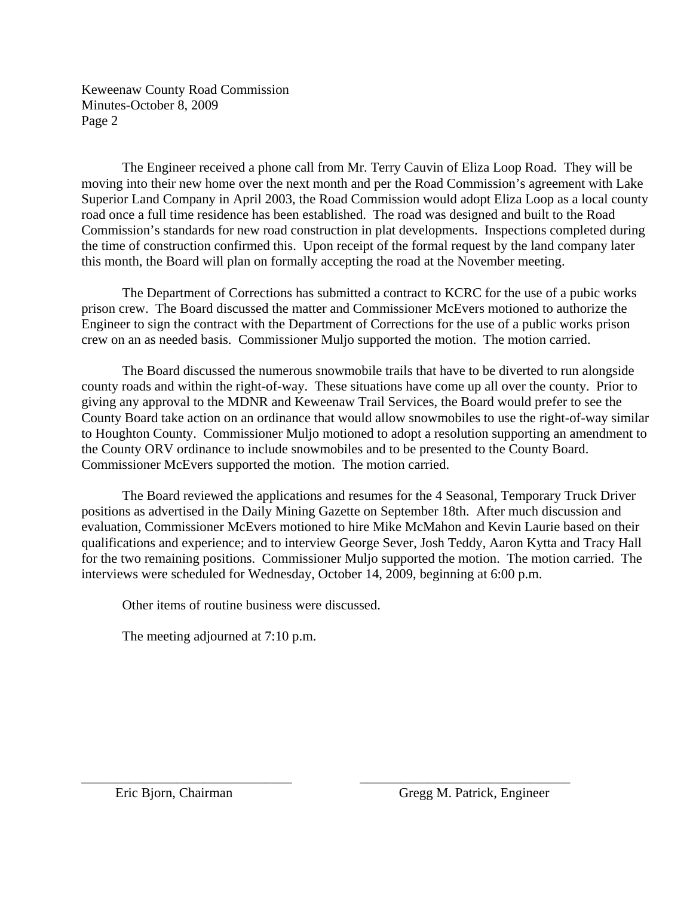The Engineer received a phone call from Mr. Terry Cauvin of Eliza Loop Road. They will be moving into their new home over the next month and per the Road Commission's agreement with Lake Superior Land Company in April 2003, the Road Commission would adopt Eliza Loop as a local county road once a full time residence has been established. The road was designed and built to the Road Commission's standards for new road construction in plat developments. Inspections completed during the time of construction confirmed this. Upon receipt of the formal request by the land company later this month, the Board will plan on formally accepting the road at the November meeting.

The Department of Corrections has submitted a contract to KCRC for the use of a pubic works prison crew. The Board discussed the matter and Commissioner McEvers motioned to authorize the Engineer to sign the contract with the Department of Corrections for the use of a public works prison crew on an as needed basis. Commissioner Muljo supported the motion. The motion carried.

The Board discussed the numerous snowmobile trails that have to be diverted to run alongside county roads and within the right-of-way. These situations have come up all over the county. Prior to giving any approval to the MDNR and Keweenaw Trail Services, the Board would prefer to see the County Board take action on an ordinance that would allow snowmobiles to use the right-of-way similar to Houghton County. Commissioner Muljo motioned to adopt a resolution supporting an amendment to the County ORV ordinance to include snowmobiles and to be presented to the County Board. Commissioner McEvers supported the motion. The motion carried.

The Board reviewed the applications and resumes for the 4 Seasonal, Temporary Truck Driver positions as advertised in the Daily Mining Gazette on September 18th. After much discussion and evaluation, Commissioner McEvers motioned to hire Mike McMahon and Kevin Laurie based on their qualifications and experience; and to interview George Sever, Josh Teddy, Aaron Kytta and Tracy Hall for the two remaining positions. Commissioner Muljo supported the motion. The motion carried. The interviews were scheduled for Wednesday, October 14, 2009, beginning at 6:00 p.m.

Other items of routine business were discussed.

The meeting adjourned at 7:10 p.m.

\_\_\_\_\_\_\_\_\_\_\_\_\_\_\_\_\_\_\_\_\_\_\_\_\_\_\_\_\_\_\_\_
Eric Bjorn, Chairman

\_\_\_\_\_\_\_\_\_\_\_\_\_\_\_\_\_\_\_\_\_\_\_\_\_\_\_\_\_\_\_\_
Gregg M. Patrick, Engineer